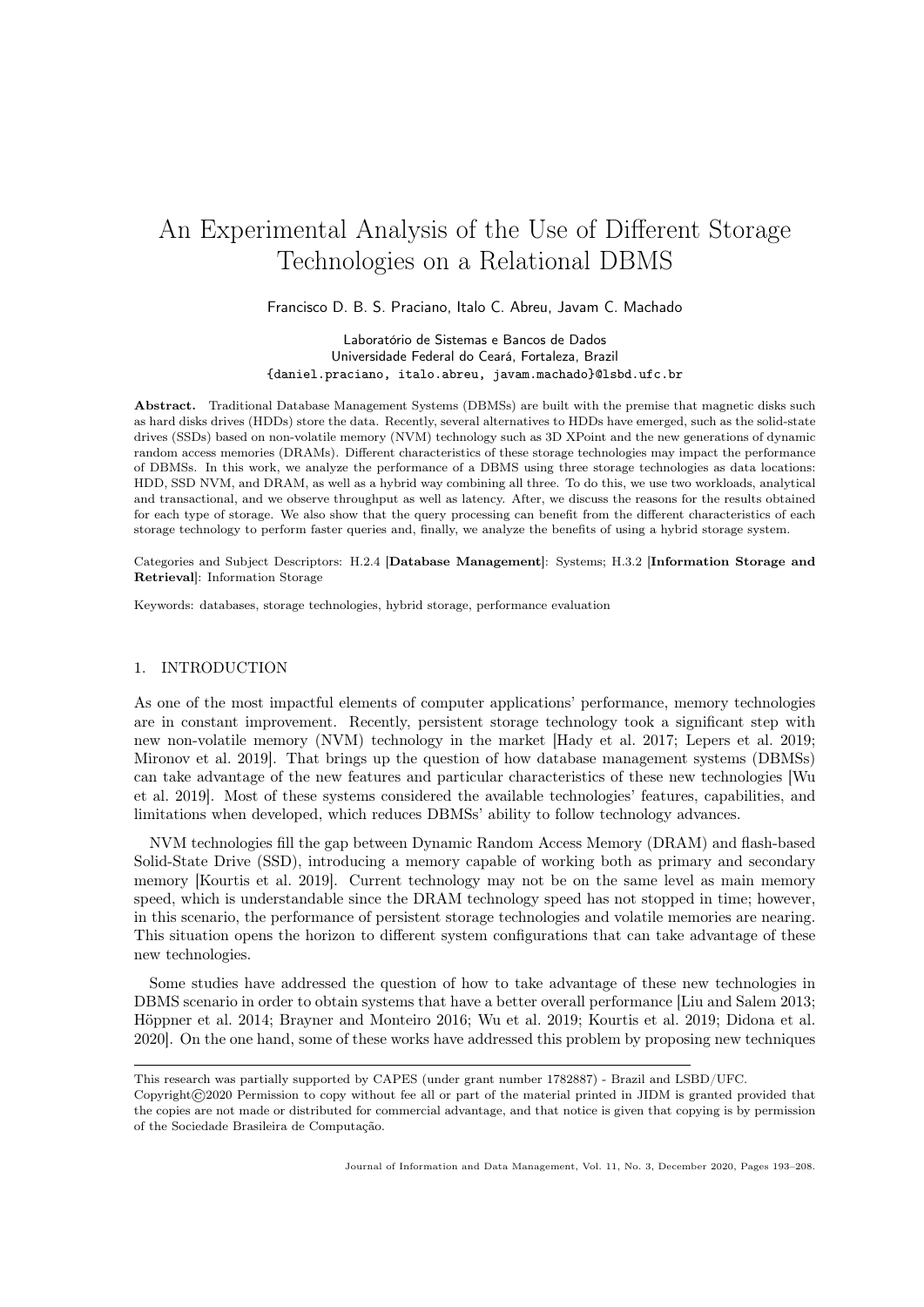# An Experimental Analysis of the Use of Different Storage Technologies on a Relational DBMS

Francisco D. B. S. Praciano, Italo C. Abreu, Javam C. Machado

Laboratório de Sistemas e Bancos de Dados
Universidade Federal do Ceará, Fortaleza, Brazil
{daniel.praciano, italo.abreu, javam.machado}@lsbd.ufc.br

**Abstract.** Traditional Database Management Systems (DBMSs) are built with the premise that magnetic disks such as hard disks drives (HDDs) store the data. Recently, several alternatives to HDDs have emerged, such as the solid-state drives (SSDs) based on non-volatile memory (NVM) technology such as 3D XPoint and the new generations of dynamic random access memories (DRAMs). Different characteristics of these storage technologies may impact the performance of DBMSs. In this work, we analyze the performance of a DBMS using three storage technologies as data locations: HDD, SSD NVM, and DRAM, as well as a hybrid way combining all three. To do this, we use two workloads, analytical and transactional, and we observe throughput as well as latency. After, we discuss the reasons for the results obtained for each type of storage. We also show that the query processing can benefit from the different characteristics of each storage technology to perform faster queries and, finally, we analyze the benefits of using a hybrid storage system.

Categories and Subject Descriptors: H.2.4 [**Database Management**]: Systems; H.3.2 [**Information Storage and Retrieval**]: Information Storage

Keywords: databases, storage technologies, hybrid storage, performance evaluation

## 1. INTRODUCTION

As one of the most impactful elements of computer applications' performance, memory technologies are in constant improvement. Recently, persistent storage technology took a significant step with new non-volatile memory (NVM) technology in the market [Hady et al. 2017; Lepers et al. 2019; Mironov et al. 2019]. That brings up the question of how database management systems (DBMSs) can take advantage of the new features and particular characteristics of these new technologies [Wu et al. 2019]. Most of these systems considered the available technologies' features, capabilities, and limitations when developed, which reduces DBMSs' ability to follow technology advances.

NVM technologies fill the gap between Dynamic Random Access Memory (DRAM) and flash-based Solid-State Drive (SSD), introducing a memory capable of working both as primary and secondary memory [Kourtis et al. 2019]. Current technology may not be on the same level as main memory speed, which is understandable since the DRAM technology speed has not stopped in time; however, in this scenario, the performance of persistent storage technologies and volatile memories are nearing. This situation opens the horizon to different system configurations that can take advantage of these new technologies.

Some studies have addressed the question of how to take advantage of these new technologies in DBMS scenario in order to obtain systems that have a better overall performance [Liu and Salem 2013; Höppner et al. 2014; Brayner and Monteiro 2016; Wu et al. 2019; Kourtis et al. 2019; Didona et al. 2020]. On the one hand, some of these works have addressed this problem by proposing new techniques

This research was partially supported by CAPES (under grant number 1782887) - Brazil and LSBD/UFC.
Copyright©2020 Permission to copy without fee all or part of the material printed in JIDM is granted provided that the copies are not made or distributed for commercial advantage, and that notice is given that copying is by permission of the Sociedade Brasileira de Computação.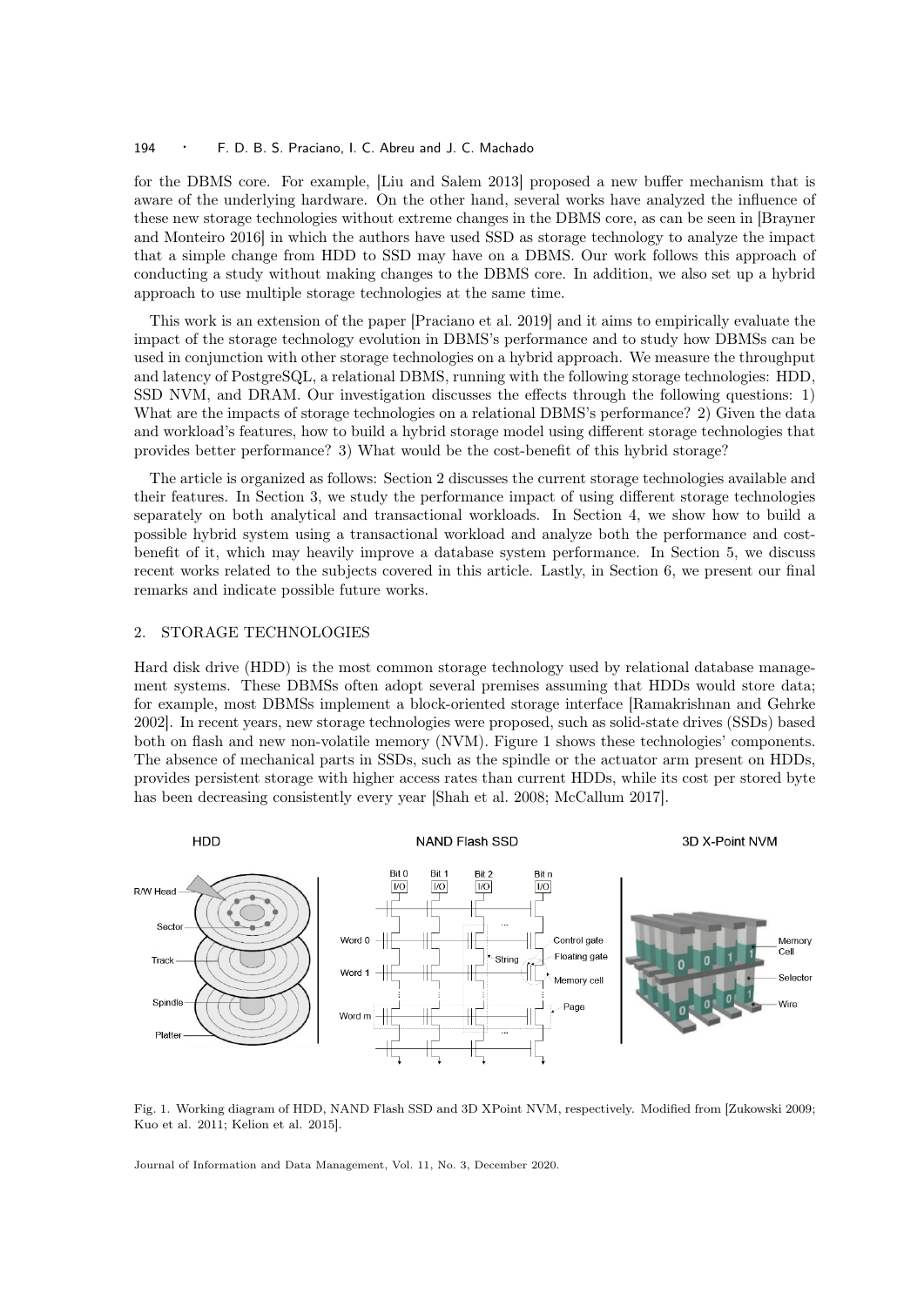for the DBMS core. For example, [Liu and Salem 2013] proposed a new buffer mechanism that is aware of the underlying hardware. On the other hand, several works have analyzed the influence of these new storage technologies without extreme changes in the DBMS core, as can be seen in [Brayner and Monteiro 2016] in which the authors have used SSD as storage technology to analyze the impact that a simple change from HDD to SSD may have on a DBMS. Our work follows this approach of conducting a study without making changes to the DBMS core. In addition, we also set up a hybrid approach to use multiple storage technologies at the same time.

This work is an extension of the paper [Praciano et al. 2019] and it aims to empirically evaluate the impact of the storage technology evolution in DBMS's performance and to study how DBMSs can be used in conjunction with other storage technologies on a hybrid approach. We measure the throughput and latency of PostgreSQL, a relational DBMS, running with the following storage technologies: HDD, SSD NVM, and DRAM. Our investigation discusses the effects through the following questions: 1) What are the impacts of storage technologies on a relational DBMS's performance? 2) Given the data and workload's features, how to build a hybrid storage model using different storage technologies that provides better performance? 3) What would be the cost-benefit of this hybrid storage?

The article is organized as follows: Section 2 discusses the current storage technologies available and their features. In Section 3, we study the performance impact of using different storage technologies separately on both analytical and transactional workloads. In Section 4, we show how to build a possible hybrid system using a transactional workload and analyze both the performance and cost-benefit of it, which may heavily improve a database system performance. In Section 5, we discuss recent works related to the subjects covered in this article. Lastly, in Section 6, we present our final remarks and indicate possible future works.

## 2. STORAGE TECHNOLOGIES

Hard disk drive (HDD) is the most common storage technology used by relational database management systems. These DBMSs often adopt several premises assuming that HDDs would store data; for example, most DBMSs implement a block-oriented storage interface [Ramakrishnan and Gehrke 2002]. In recent years, new storage technologies were proposed, such as solid-state drives (SSDs) based both on flash and new non-volatile memory (NVM). Figure 1 shows these technologies' components. The absence of mechanical parts in SSDs, such as the spindle or the actuator arm present on HDDs, provides persistent storage with higher access rates than current HDDs, while its cost per stored byte has been decreasing consistently every year [Shah et al. 2008; McCallum 2017].

Fig. 1. Working diagram of HDD, NAND Flash SSD and 3D XPoint NVM, respectively. Modified from [Zukowski 2009; Kuo et al. 2011; Kelion et al. 2015].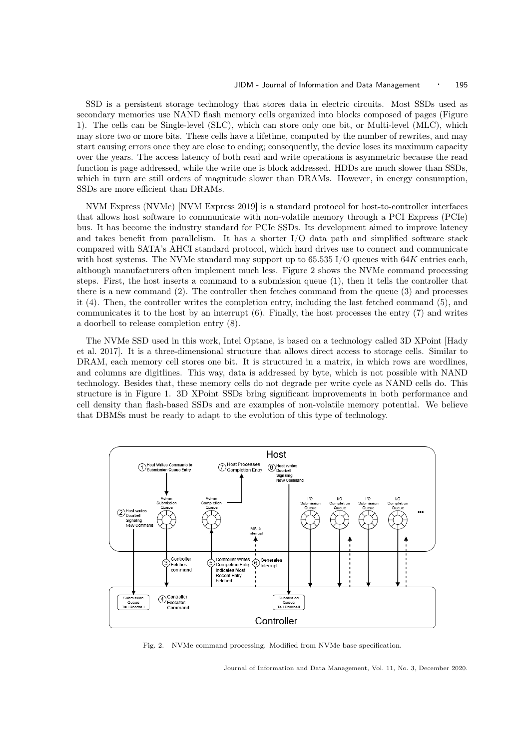SSD is a persistent storage technology that stores data in electric circuits. Most SSDs used as secondary memories use NAND flash memory cells organized into blocks composed of pages (Figure 1). The cells can be Single-level (SLC), which can store only one bit, or Multi-level (MLC), which may store two or more bits. These cells have a lifetime, computed by the number of rewrites, and may start causing errors once they are close to ending; consequently, the device loses its maximum capacity over the years. The access latency of both read and write operations is asymmetric because the read function is page addressed, while the write one is block addressed. HDDs are much slower than SSDs, which in turn are still orders of magnitude slower than DRAMs. However, in energy consumption, SSDs are more efficient than DRAMs.

NVM Express (NVMe) [NVM Express 2019] is a standard protocol for host-to-controller interfaces that allows host software to communicate with non-volatile memory through a PCI Express (PCIe) bus. It has become the industry standard for PCIe SSDs. Its development aimed to improve latency and takes benefit from parallelism. It has a shorter I/O data path and simplified software stack compared with SATA's AHCI standard protocol, which hard drives use to connect and communicate with host systems. The NVMe standard may support up to 65.535 I/O queues with $64K$ entries each, although manufacturers often implement much less. Figure 2 shows the NVMe command processing steps. First, the host inserts a command to a submission queue (1), then it tells the controller that there is a new command (2). The controller then fetches command from the queue (3) and processes it (4). Then, the controller writes the completion entry, including the last fetched command (5), and communicates it to the host by an interrupt (6). Finally, the host processes the entry (7) and writes a doorbell to release completion entry (8).

The NVMe SSD used in this work, Intel Optane, is based on a technology called 3D XPoint [Hady et al. 2017]. It is a three-dimensional structure that allows direct access to storage cells. Similar to DRAM, each memory cell stores one bit. It is structured in a matrix, in which rows are wordlines, and columns are digitlines. This way, data is addressed by byte, which is not possible with NAND technology. Besides that, these memory cells do not degrade per write cycle as NAND cells do. This structure is in Figure 1. 3D XPoint SSDs bring significant improvements in both performance and cell density than flash-based SSDs and are examples of non-volatile memory potential. We believe that DBMSs must be ready to adapt to the evolution of this type of technology.

Fig. 2. NVMe command processing. Modified from NVMe base specification.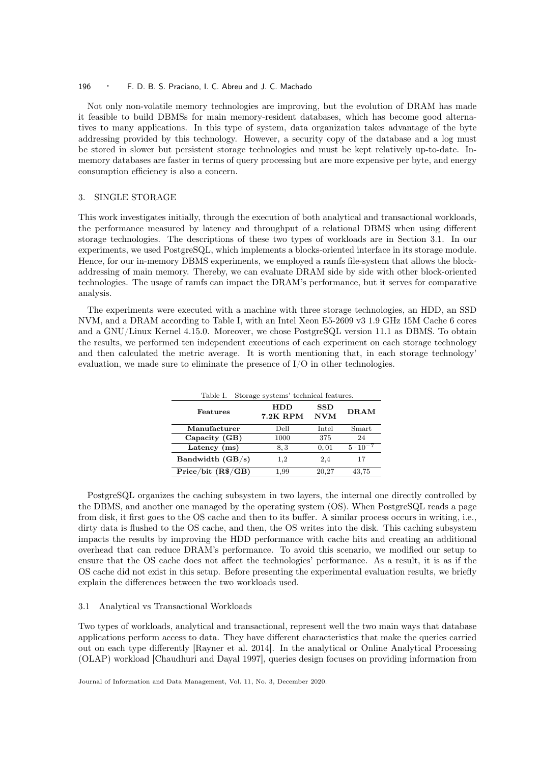Not only non-volatile memory technologies are improving, but the evolution of DRAM has made it feasible to build DBMSs for main memory-resident databases, which has become good alternatives to many applications. In this type of system, data organization takes advantage of the byte addressing provided by this technology. However, a security copy of the database and a log must be stored in slower but persistent storage technologies and must be kept relatively up-to-date. In-memory databases are faster in terms of query processing but are more expensive per byte, and energy consumption efficiency is also a concern.

## 3. SINGLE STORAGE

This work investigates initially, through the execution of both analytical and transactional workloads, the performance measured by latency and throughput of a relational DBMS when using different storage technologies. The descriptions of these two types of workloads are in Section 3.1. In our experiments, we used PostgreSQL, which implements a blocks-oriented interface in its storage module. Hence, for our in-memory DBMS experiments, we employed a ramfs file-system that allows the block-addressing of main memory. Thereby, we can evaluate DRAM side by side with other block-oriented technologies. The usage of ramfs can impact the DRAM's performance, but it serves for comparative analysis.

The experiments were executed with a machine with three storage technologies, an HDD, an SSD NVM, and a DRAM according to Table I, with an Intel Xeon E5-2609 v3 1.9 GHz 15M Cache 6 cores and a GNU/Linux Kernel 4.15.0. Moreover, we chose PostgreSQL version 11.1 as DBMS. To obtain the results, we performed ten independent executions of each experiment on each storage technology and then calculated the metric average. It is worth mentioning that, in each storage technology' evaluation, we made sure to eliminate the presence of I/O in other technologies.

Table I. Storage systems' technical features.

| Features | HDD 7.2K RPM | SSD NVM | DRAM |
|---|---|---|---|
| **Manufacturer** | Dell | Intel | Smart |
| **Capacity (GB)** | 1000 | 375 | 24 |
| **Latency (ms)** | 8,3 | 0,01 | $5 \cdot 10^{-7}$ |
| **Bandwidth (GB/s)** | 1,2 | 2,4 | 17 |
| **Price/bit (R$/GB)** | 1,99 | 20,27 | 43,75 |

PostgreSQL organizes the caching subsystem in two layers, the internal one directly controlled by the DBMS, and another one managed by the operating system (OS). When PostgreSQL reads a page from disk, it first goes to the OS cache and then to its buffer. A similar process occurs in writing, i.e., dirty data is flushed to the OS cache, and then, the OS writes into the disk. This caching subsystem impacts the results by improving the HDD performance with cache hits and creating an additional overhead that can reduce DRAM's performance. To avoid this scenario, we modified our setup to ensure that the OS cache does not affect the technologies' performance. As a result, it is as if the OS cache did not exist in this setup. Before presenting the experimental evaluation results, we briefly explain the differences between the two workloads used.

### 3.1 Analytical vs Transactional Workloads

Two types of workloads, analytical and transactional, represent well the two main ways that database applications perform access to data. They have different characteristics that make the queries carried out on each type differently [Rayner et al. 2014]. In the analytical or Online Analytical Processing (OLAP) workload [Chaudhuri and Dayal 1997], queries design focuses on providing information from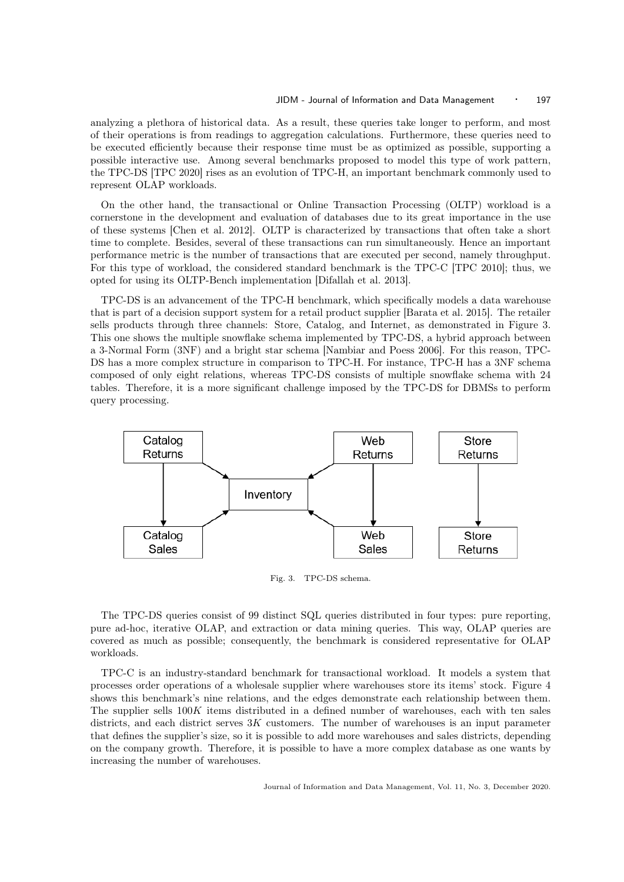analyzing a plethora of historical data. As a result, these queries take longer to perform, and most of their operations is from readings to aggregation calculations. Furthermore, these queries need to be executed efficiently because their response time must be as optimized as possible, supporting a possible interactive use. Among several benchmarks proposed to model this type of work pattern, the TPC-DS [TPC 2020] rises as an evolution of TPC-H, an important benchmark commonly used to represent OLAP workloads.

On the other hand, the transactional or Online Transaction Processing (OLTP) workload is a cornerstone in the development and evaluation of databases due to its great importance in the use of these systems [Chen et al. 2012]. OLTP is characterized by transactions that often take a short time to complete. Besides, several of these transactions can run simultaneously. Hence an important performance metric is the number of transactions that are executed per second, namely throughput. For this type of workload, the considered standard benchmark is the TPC-C [TPC 2010]; thus, we opted for using its OLTP-Bench implementation [Difallah et al. 2013].

TPC-DS is an advancement of the TPC-H benchmark, which specifically models a data warehouse that is part of a decision support system for a retail product supplier [Barata et al. 2015]. The retailer sells products through three channels: Store, Catalog, and Internet, as demonstrated in Figure 3. This one shows the multiple snowflake schema implemented by TPC-DS, a hybrid approach between a 3-Normal Form (3NF) and a bright star schema [Nambiar and Poess 2006]. For this reason, TPC-DS has a more complex structure in comparison to TPC-H. For instance, TPC-H has a 3NF schema composed of only eight relations, whereas TPC-DS consists of multiple snowflake schema with 24 tables. Therefore, it is a more significant challenge imposed by the TPC-DS for DBMSs to perform query processing.

Catalog Returns → Inventory; Catalog Returns → Catalog Sales; Catalog Sales → Inventory; Web Returns → Inventory; Web Returns → Web Sales; Web Sales → Inventory; Store Returns → Store Returns

Fig. 3. TPC-DS schema.

The TPC-DS queries consist of 99 distinct SQL queries distributed in four types: pure reporting, pure ad-hoc, iterative OLAP, and extraction or data mining queries. This way, OLAP queries are covered as much as possible; consequently, the benchmark is considered representative for OLAP workloads.

TPC-C is an industry-standard benchmark for transactional workload. It models a system that processes order operations of a wholesale supplier where warehouses store its items' stock. Figure 4 shows this benchmark's nine relations, and the edges demonstrate each relationship between them. The supplier sells $100K$ items distributed in a defined number of warehouses, each with ten sales districts, and each district serves $3K$ customers. The number of warehouses is an input parameter that defines the supplier's size, so it is possible to add more warehouses and sales districts, depending on the company growth. Therefore, it is possible to have a more complex database as one wants by increasing the number of warehouses.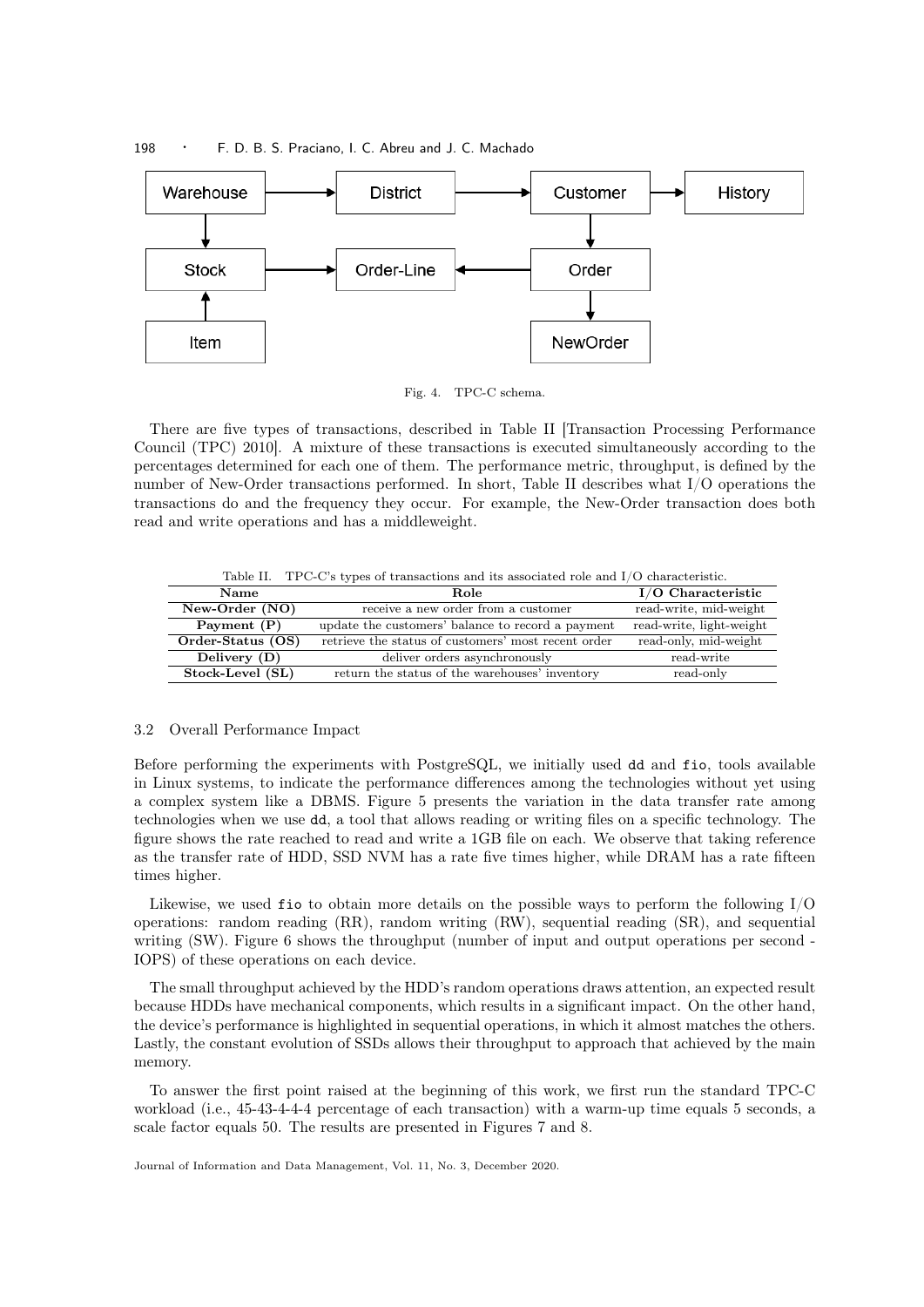Fig. 4. TPC-C schema.

There are five types of transactions, described in Table II [Transaction Processing Performance Council (TPC) 2010]. A mixture of these transactions is executed simultaneously according to the percentages determined for each one of them. The performance metric, throughput, is defined by the number of New-Order transactions performed. In short, Table II describes what I/O operations the transactions do and the frequency they occur. For example, the New-Order transaction does both read and write operations and has a middleweight.

Table II. TPC-C's types of transactions and its associated role and I/O characteristic.

| Name | Role | I/O Characteristic |
|---|---|---|
| **New-Order (NO)** | receive a new order from a customer | read-write, mid-weight |
| **Payment (P)** | update the customers' balance to record a payment | read-write, light-weight |
| **Order-Status (OS)** | retrieve the status of customers' most recent order | read-only, mid-weight |
| **Delivery (D)** | deliver orders asynchronously | read-write |
| **Stock-Level (SL)** | return the status of the warehouses' inventory | read-only |

### 3.2 Overall Performance Impact

Before performing the experiments with PostgreSQL, we initially used `dd` and `fio`, tools available in Linux systems, to indicate the performance differences among the technologies without yet using a complex system like a DBMS. Figure 5 presents the variation in the data transfer rate among technologies when we use `dd`, a tool that allows reading or writing files on a specific technology. The figure shows the rate reached to read and write a 1GB file on each. We observe that taking reference as the transfer rate of HDD, SSD NVM has a rate five times higher, while DRAM has a rate fifteen times higher.

Likewise, we used `fio` to obtain more details on the possible ways to perform the following I/O operations: random reading (RR), random writing (RW), sequential reading (SR), and sequential writing (SW). Figure 6 shows the throughput (number of input and output operations per second - IOPS) of these operations on each device.

The small throughput achieved by the HDD's random operations draws attention, an expected result because HDDs have mechanical components, which results in a significant impact. On the other hand, the device's performance is highlighted in sequential operations, in which it almost matches the others. Lastly, the constant evolution of SSDs allows their throughput to approach that achieved by the main memory.

To answer the first point raised at the beginning of this work, we first run the standard TPC-C workload (i.e., 45-43-4-4-4 percentage of each transaction) with a warm-up time equals 5 seconds, a scale factor equals 50. The results are presented in Figures 7 and 8.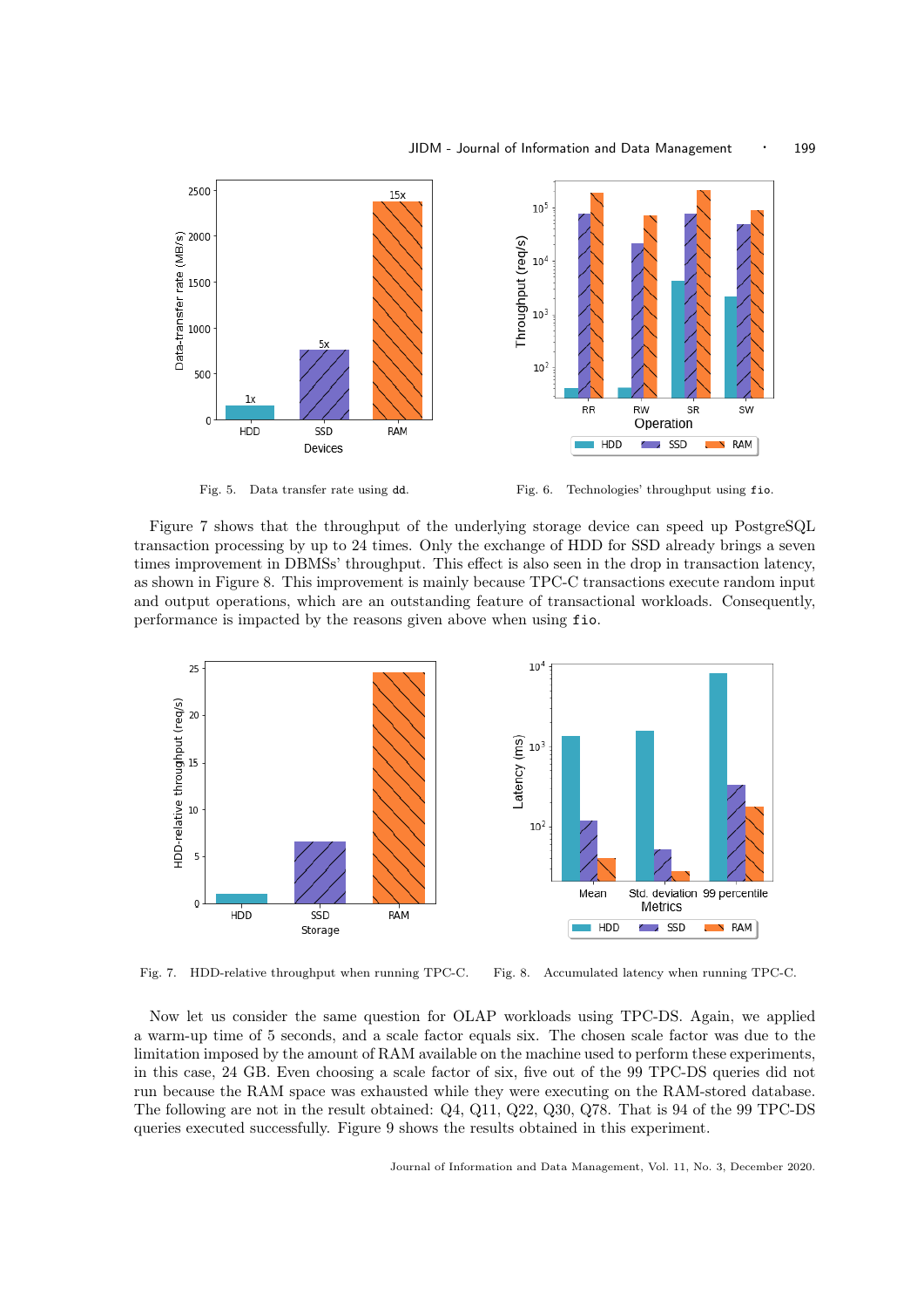Fig. 5. Data transfer rate using dd.

Fig. 6. Technologies' throughput using fio.

Figure 7 shows that the throughput of the underlying storage device can speed up PostgreSQL transaction processing by up to 24 times. Only the exchange of HDD for SSD already brings a seven times improvement in DBMSs' throughput. This effect is also seen in the drop in transaction latency, as shown in Figure 8. This improvement is mainly because TPC-C transactions execute random input and output operations, which are an outstanding feature of transactional workloads. Consequently, performance is impacted by the reasons given above when using fio.

Fig. 7. HDD-relative throughput when running TPC-C.

Fig. 8. Accumulated latency when running TPC-C.

Now let us consider the same question for OLAP workloads using TPC-DS. Again, we applied a warm-up time of 5 seconds, and a scale factor equals six. The chosen scale factor was due to the limitation imposed by the amount of RAM available on the machine used to perform these experiments, in this case, 24 GB. Even choosing a scale factor of six, five out of the 99 TPC-DS queries did not run because the RAM space was exhausted while they were executing on the RAM-stored database. The following are not in the result obtained: Q4, Q11, Q22, Q30, Q78. That is 94 of the 99 TPC-DS queries executed successfully. Figure 9 shows the results obtained in this experiment.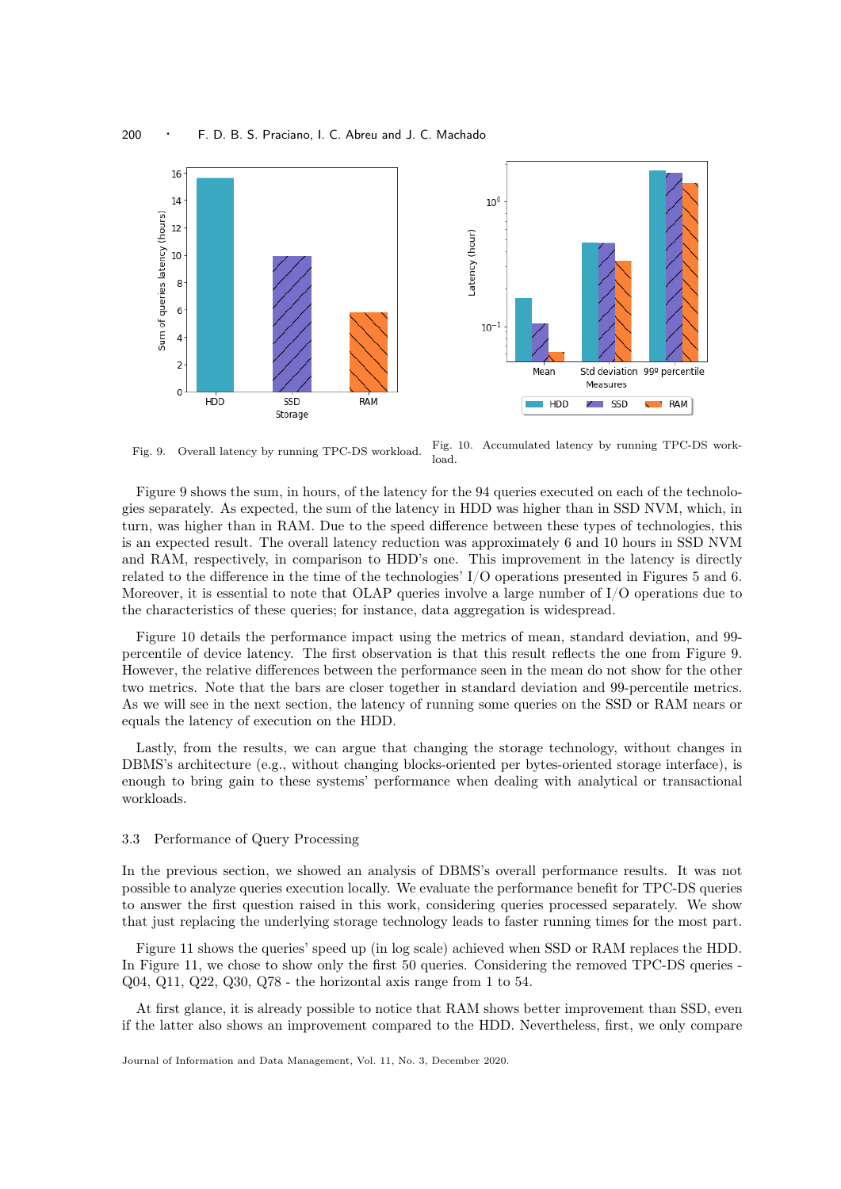Fig. 9. Overall latency by running TPC-DS workload.

Fig. 10. Accumulated latency by running TPC-DS workload.

Figure 9 shows the sum, in hours, of the latency for the 94 queries executed on each of the technologies separately. As expected, the sum of the latency in HDD was higher than in SSD NVM, which, in turn, was higher than in RAM. Due to the speed difference between these types of technologies, this is an expected result. The overall latency reduction was approximately 6 and 10 hours in SSD NVM and RAM, respectively, in comparison to HDD's one. This improvement in the latency is directly related to the difference in the time of the technologies' I/O operations presented in Figures 5 and 6. Moreover, it is essential to note that OLAP queries involve a large number of I/O operations due to the characteristics of these queries; for instance, data aggregation is widespread.

Figure 10 details the performance impact using the metrics of mean, standard deviation, and 99-percentile of device latency. The first observation is that this result reflects the one from Figure 9. However, the relative differences between the performance seen in the mean do not show for the other two metrics. Note that the bars are closer together in standard deviation and 99-percentile metrics. As we will see in the next section, the latency of running some queries on the SSD or RAM nears or equals the latency of execution on the HDD.

Lastly, from the results, we can argue that changing the storage technology, without changes in DBMS's architecture (e.g., without changing blocks-oriented per bytes-oriented storage interface), is enough to bring gain to these systems' performance when dealing with analytical or transactional workloads.

### 3.3 Performance of Query Processing

In the previous section, we showed an analysis of DBMS's overall performance results. It was not possible to analyze queries execution locally. We evaluate the performance benefit for TPC-DS queries to answer the first question raised in this work, considering queries processed separately. We show that just replacing the underlying storage technology leads to faster running times for the most part.

Figure 11 shows the queries' speed up (in log scale) achieved when SSD or RAM replaces the HDD. In Figure 11, we chose to show only the first 50 queries. Considering the removed TPC-DS queries - Q04, Q11, Q22, Q30, Q78 - the horizontal axis range from 1 to 54.

At first glance, it is already possible to notice that RAM shows better improvement than SSD, even if the latter also shows an improvement compared to the HDD. Nevertheless, first, we only compare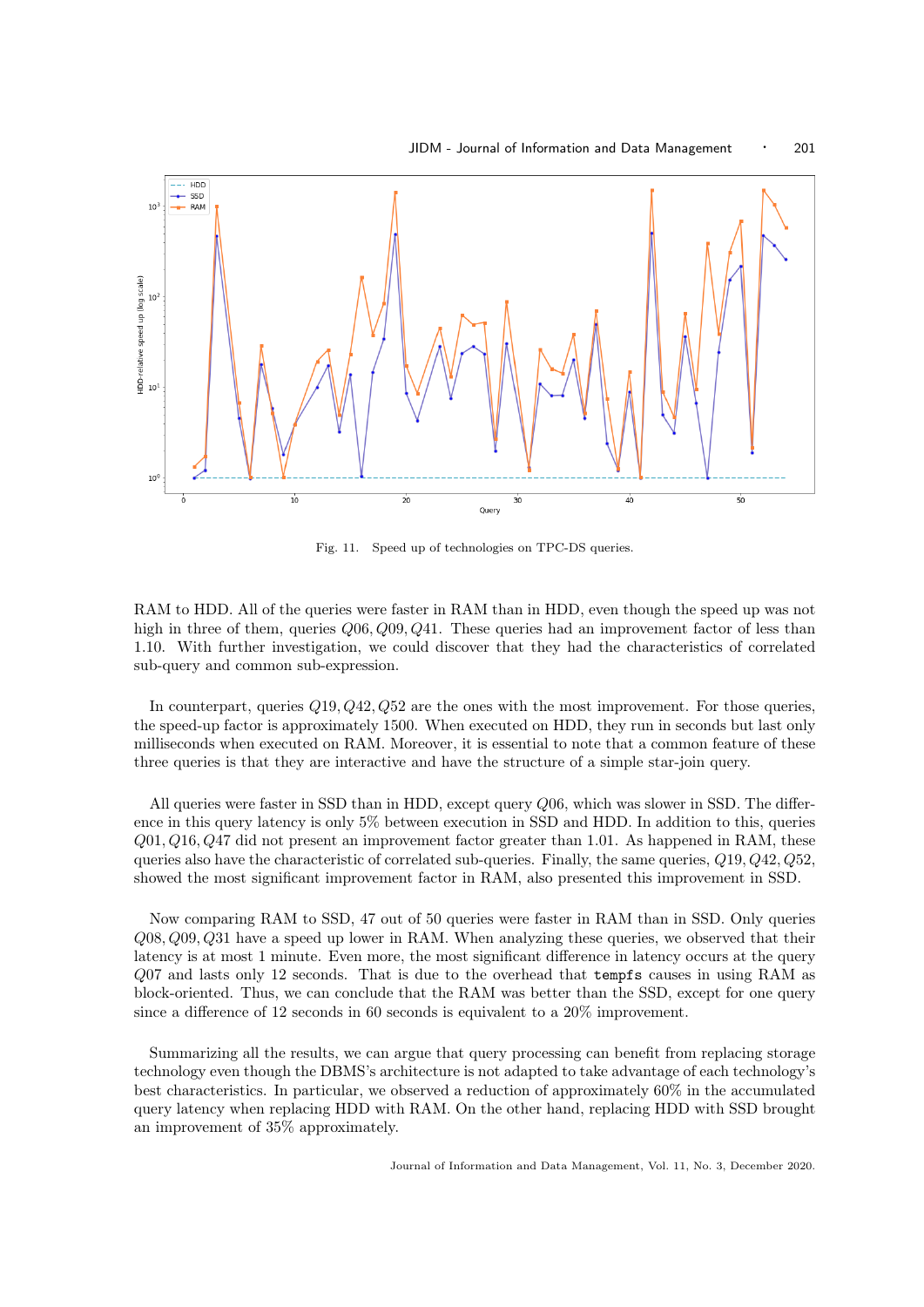Fig. 11. Speed up of technologies on TPC-DS queries.

RAM to HDD. All of the queries were faster in RAM than in HDD, even though the speed up was not high in three of them, queries $Q06, Q09, Q41$. These queries had an improvement factor of less than 1.10. With further investigation, we could discover that they had the characteristics of correlated sub-query and common sub-expression.

In counterpart, queries $Q19, Q42, Q52$ are the ones with the most improvement. For those queries, the speed-up factor is approximately 1500. When executed on HDD, they run in seconds but last only milliseconds when executed on RAM. Moreover, it is essential to note that a common feature of these three queries is that they are interactive and have the structure of a simple star-join query.

All queries were faster in SSD than in HDD, except query $Q06$, which was slower in SSD. The difference in this query latency is only 5% between execution in SSD and HDD. In addition to this, queries $Q01, Q16, Q47$ did not present an improvement factor greater than 1.01. As happened in RAM, these queries also have the characteristic of correlated sub-queries. Finally, the same queries, $Q19, Q42, Q52$, showed the most significant improvement factor in RAM, also presented this improvement in SSD.

Now comparing RAM to SSD, 47 out of 50 queries were faster in RAM than in SSD. Only queries $Q08, Q09, Q31$ have a speed up lower in RAM. When analyzing these queries, we observed that their latency is at most 1 minute. Even more, the most significant difference in latency occurs at the query $Q07$ and lasts only 12 seconds. That is due to the overhead that `tempfs` causes in using RAM as block-oriented. Thus, we can conclude that the RAM was better than the SSD, except for one query since a difference of 12 seconds in 60 seconds is equivalent to a 20% improvement.

Summarizing all the results, we can argue that query processing can benefit from replacing storage technology even though the DBMS's architecture is not adapted to take advantage of each technology's best characteristics. In particular, we observed a reduction of approximately 60% in the accumulated query latency when replacing HDD with RAM. On the other hand, replacing HDD with SSD brought an improvement of 35% approximately.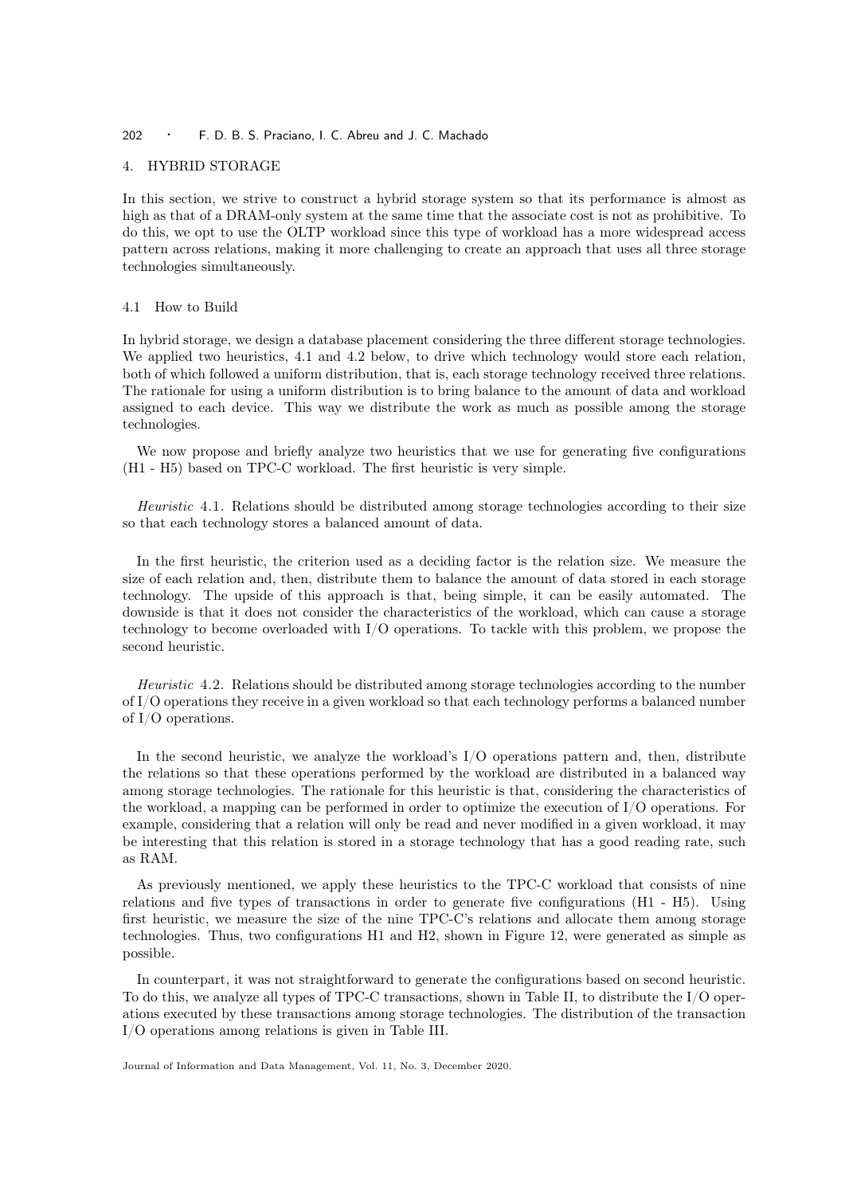## 4. HYBRID STORAGE

In this section, we strive to construct a hybrid storage system so that its performance is almost as high as that of a DRAM-only system at the same time that the associate cost is not as prohibitive. To do this, we opt to use the OLTP workload since this type of workload has a more widespread access pattern across relations, making it more challenging to create an approach that uses all three storage technologies simultaneously.

### 4.1 How to Build

In hybrid storage, we design a database placement considering the three different storage technologies. We applied two heuristics, 4.1 and 4.2 below, to drive which technology would store each relation, both of which followed a uniform distribution, that is, each storage technology received three relations. The rationale for using a uniform distribution is to bring balance to the amount of data and workload assigned to each device. This way we distribute the work as much as possible among the storage technologies.

We now propose and briefly analyze two heuristics that we use for generating five configurations (H1 - H5) based on TPC-C workload. The first heuristic is very simple.

*Heuristic* 4.1. Relations should be distributed among storage technologies according to their size so that each technology stores a balanced amount of data.

In the first heuristic, the criterion used as a deciding factor is the relation size. We measure the size of each relation and, then, distribute them to balance the amount of data stored in each storage technology. The upside of this approach is that, being simple, it can be easily automated. The downside is that it does not consider the characteristics of the workload, which can cause a storage technology to become overloaded with I/O operations. To tackle with this problem, we propose the second heuristic.

*Heuristic* 4.2. Relations should be distributed among storage technologies according to the number of I/O operations they receive in a given workload so that each technology performs a balanced number of I/O operations.

In the second heuristic, we analyze the workload's I/O operations pattern and, then, distribute the relations so that these operations performed by the workload are distributed in a balanced way among storage technologies. The rationale for this heuristic is that, considering the characteristics of the workload, a mapping can be performed in order to optimize the execution of I/O operations. For example, considering that a relation will only be read and never modified in a given workload, it may be interesting that this relation is stored in a storage technology that has a good reading rate, such as RAM.

As previously mentioned, we apply these heuristics to the TPC-C workload that consists of nine relations and five types of transactions in order to generate five configurations (H1 - H5). Using first heuristic, we measure the size of the nine TPC-C's relations and allocate them among storage technologies. Thus, two configurations H1 and H2, shown in Figure 12, were generated as simple as possible.

In counterpart, it was not straightforward to generate the configurations based on second heuristic. To do this, we analyze all types of TPC-C transactions, shown in Table II, to distribute the I/O operations executed by these transactions among storage technologies. The distribution of the transaction I/O operations among relations is given in Table III.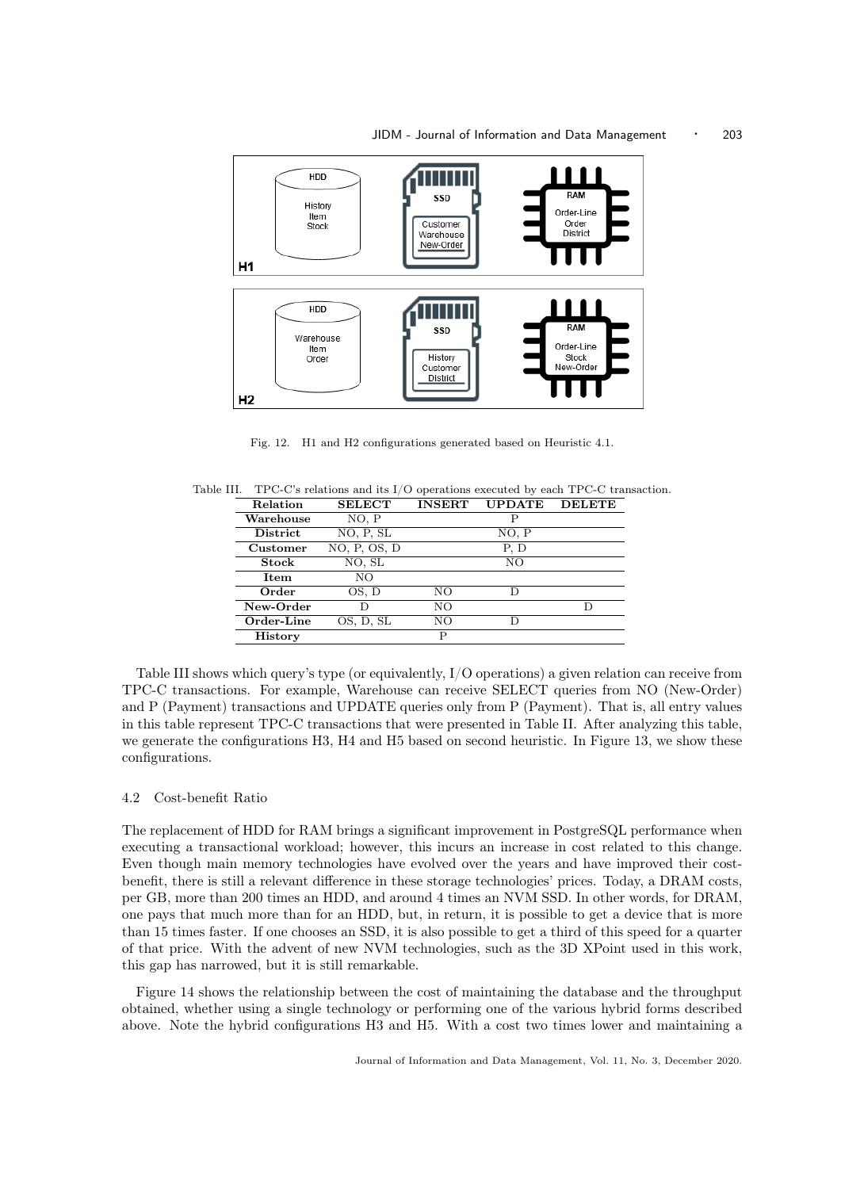Fig. 12. H1 and H2 configurations generated based on Heuristic 4.1.

Table III. TPC-C's relations and its I/O operations executed by each TPC-C transaction.

| Relation | SELECT | INSERT | UPDATE | DELETE |
|---|---|---|---|---|
| **Warehouse** | NO, P | | P | |
| **District** | NO, P, SL | | NO, P | |
| **Customer** | NO, P, OS, D | | P, D | |
| **Stock** | NO, SL | | NO | |
| **Item** | NO | | | |
| **Order** | OS, D | NO | D | |
| **New-Order** | D | NO | | D |
| **Order-Line** | OS, D, SL | NO | D | |
| **History** | | P | | |

Table III shows which query's type (or equivalently, I/O operations) a given relation can receive from TPC-C transactions. For example, Warehouse can receive SELECT queries from NO (New-Order) and P (Payment) transactions and UPDATE queries only from P (Payment). That is, all entry values in this table represent TPC-C transactions that were presented in Table II. After analyzing this table, we generate the configurations H3, H4 and H5 based on second heuristic. In Figure 13, we show these configurations.

### 4.2 Cost-benefit Ratio

The replacement of HDD for RAM brings a significant improvement in PostgreSQL performance when executing a transactional workload; however, this incurs an increase in cost related to this change. Even though main memory technologies have evolved over the years and have improved their cost-benefit, there is still a relevant difference in these storage technologies' prices. Today, a DRAM costs, per GB, more than 200 times an HDD, and around 4 times an NVM SSD. In other words, for DRAM, one pays that much more than for an HDD, but, in return, it is possible to get a device that is more than 15 times faster. If one chooses an SSD, it is also possible to get a third of this speed for a quarter of that price. With the advent of new NVM technologies, such as the 3D XPoint used in this work, this gap has narrowed, but it is still remarkable.

Figure 14 shows the relationship between the cost of maintaining the database and the throughput obtained, whether using a single technology or performing one of the various hybrid forms described above. Note the hybrid configurations H3 and H5. With a cost two times lower and maintaining a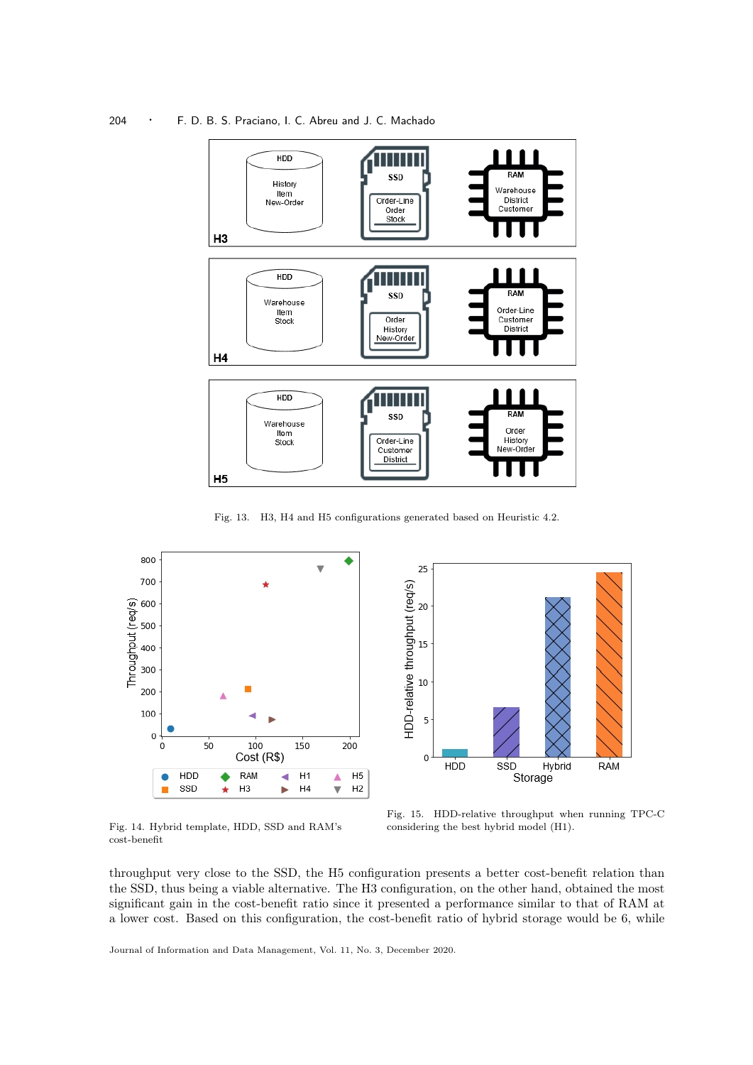Fig. 13. H3, H4 and H5 configurations generated based on Heuristic 4.2.

Fig. 14. Hybrid template, HDD, SSD and RAM's cost-benefit

Fig. 15. HDD-relative throughput when running TPC-C considering the best hybrid model (H1).

throughput very close to the SSD, the H5 configuration presents a better cost-benefit relation than the SSD, thus being a viable alternative. The H3 configuration, on the other hand, obtained the most significant gain in the cost-benefit ratio since it presented a performance similar to that of RAM at a lower cost. Based on this configuration, the cost-benefit ratio of hybrid storage would be 6, while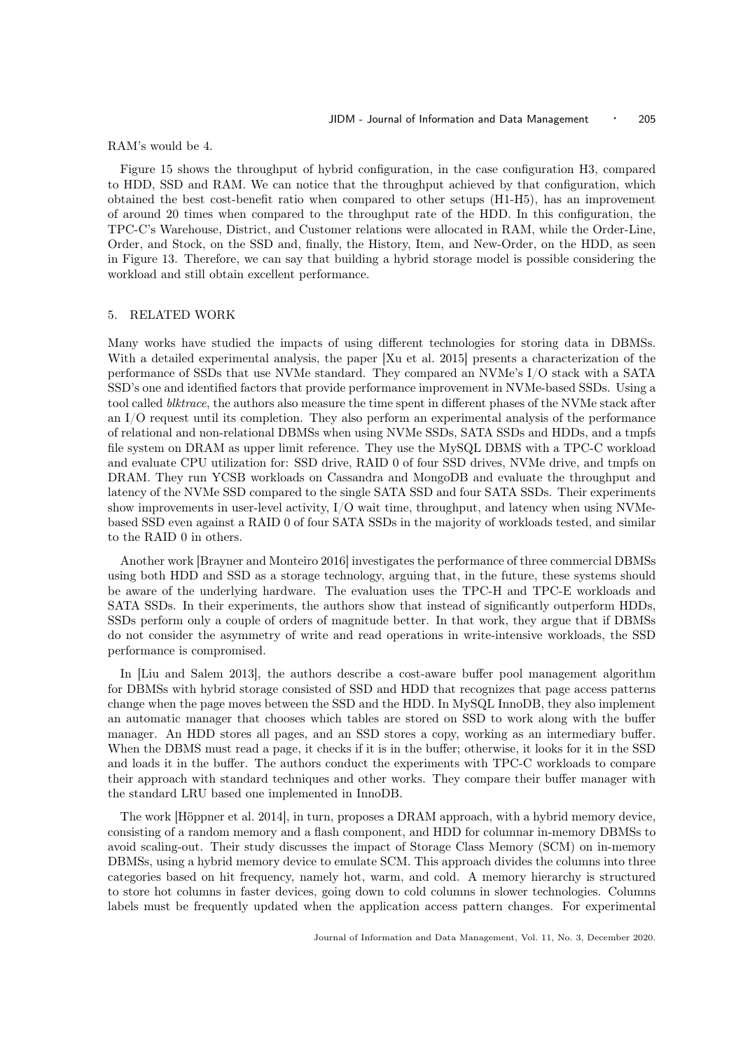RAM's would be 4.

Figure 15 shows the throughput of hybrid configuration, in the case configuration H3, compared to HDD, SSD and RAM. We can notice that the throughput achieved by that configuration, which obtained the best cost-benefit ratio when compared to other setups (H1-H5), has an improvement of around 20 times when compared to the throughput rate of the HDD. In this configuration, the TPC-C's Warehouse, District, and Customer relations were allocated in RAM, while the Order-Line, Order, and Stock, on the SSD and, finally, the History, Item, and New-Order, on the HDD, as seen in Figure 13. Therefore, we can say that building a hybrid storage model is possible considering the workload and still obtain excellent performance.

## 5. RELATED WORK

Many works have studied the impacts of using different technologies for storing data in DBMSs. With a detailed experimental analysis, the paper [Xu et al. 2015] presents a characterization of the performance of SSDs that use NVMe standard. They compared an NVMe's I/O stack with a SATA SSD's one and identified factors that provide performance improvement in NVMe-based SSDs. Using a tool called *blktrace*, the authors also measure the time spent in different phases of the NVMe stack after an I/O request until its completion. They also perform an experimental analysis of the performance of relational and non-relational DBMSs when using NVMe SSDs, SATA SSDs and HDDs, and a tmpfs file system on DRAM as upper limit reference. They use the MySQL DBMS with a TPC-C workload and evaluate CPU utilization for: SSD drive, RAID 0 of four SSD drives, NVMe drive, and tmpfs on DRAM. They run YCSB workloads on Cassandra and MongoDB and evaluate the throughput and latency of the NVMe SSD compared to the single SATA SSD and four SATA SSDs. Their experiments show improvements in user-level activity, I/O wait time, throughput, and latency when using NVMe-based SSD even against a RAID 0 of four SATA SSDs in the majority of workloads tested, and similar to the RAID 0 in others.

Another work [Brayner and Monteiro 2016] investigates the performance of three commercial DBMSs using both HDD and SSD as a storage technology, arguing that, in the future, these systems should be aware of the underlying hardware. The evaluation uses the TPC-H and TPC-E workloads and SATA SSDs. In their experiments, the authors show that instead of significantly outperform HDDs, SSDs perform only a couple of orders of magnitude better. In that work, they argue that if DBMSs do not consider the asymmetry of write and read operations in write-intensive workloads, the SSD performance is compromised.

In [Liu and Salem 2013], the authors describe a cost-aware buffer pool management algorithm for DBMSs with hybrid storage consisted of SSD and HDD that recognizes that page access patterns change when the page moves between the SSD and the HDD. In MySQL InnoDB, they also implement an automatic manager that chooses which tables are stored on SSD to work along with the buffer manager. An HDD stores all pages, and an SSD stores a copy, working as an intermediary buffer. When the DBMS must read a page, it checks if it is in the buffer; otherwise, it looks for it in the SSD and loads it in the buffer. The authors conduct the experiments with TPC-C workloads to compare their approach with standard techniques and other works. They compare their buffer manager with the standard LRU based one implemented in InnoDB.

The work [Höppner et al. 2014], in turn, proposes a DRAM approach, with a hybrid memory device, consisting of a random memory and a flash component, and HDD for columnar in-memory DBMSs to avoid scaling-out. Their study discusses the impact of Storage Class Memory (SCM) on in-memory DBMSs, using a hybrid memory device to emulate SCM. This approach divides the columns into three categories based on hit frequency, namely hot, warm, and cold. A memory hierarchy is structured to store hot columns in faster devices, going down to cold columns in slower technologies. Columns labels must be frequently updated when the application access pattern changes. For experimental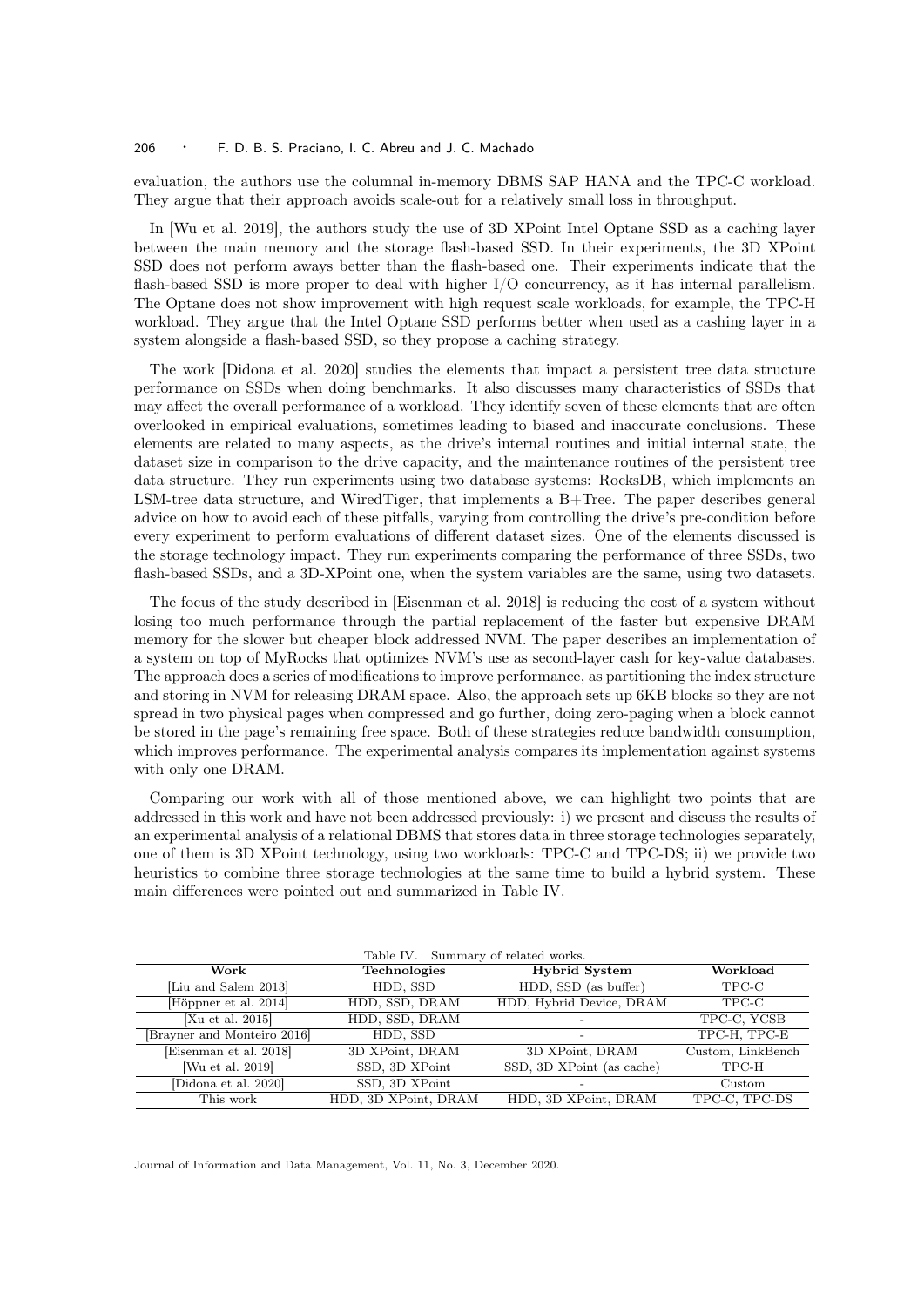evaluation, the authors use the columnal in-memory DBMS SAP HANA and the TPC-C workload. They argue that their approach avoids scale-out for a relatively small loss in throughput.

In [Wu et al. 2019], the authors study the use of 3D XPoint Intel Optane SSD as a caching layer between the main memory and the storage flash-based SSD. In their experiments, the 3D XPoint SSD does not perform aways better than the flash-based one. Their experiments indicate that the flash-based SSD is more proper to deal with higher I/O concurrency, as it has internal parallelism. The Optane does not show improvement with high request scale workloads, for example, the TPC-H workload. They argue that the Intel Optane SSD performs better when used as a cashing layer in a system alongside a flash-based SSD, so they propose a caching strategy.

The work [Didona et al. 2020] studies the elements that impact a persistent tree data structure performance on SSDs when doing benchmarks. It also discusses many characteristics of SSDs that may affect the overall performance of a workload. They identify seven of these elements that are often overlooked in empirical evaluations, sometimes leading to biased and inaccurate conclusions. These elements are related to many aspects, as the drive's internal routines and initial internal state, the dataset size in comparison to the drive capacity, and the maintenance routines of the persistent tree data structure. They run experiments using two database systems: RocksDB, which implements an LSM-tree data structure, and WiredTiger, that implements a B+Tree. The paper describes general advice on how to avoid each of these pitfalls, varying from controlling the drive's pre-condition before every experiment to perform evaluations of different dataset sizes. One of the elements discussed is the storage technology impact. They run experiments comparing the performance of three SSDs, two flash-based SSDs, and a 3D-XPoint one, when the system variables are the same, using two datasets.

The focus of the study described in [Eisenman et al. 2018] is reducing the cost of a system without losing too much performance through the partial replacement of the faster but expensive DRAM memory for the slower but cheaper block addressed NVM. The paper describes an implementation of a system on top of MyRocks that optimizes NVM's use as second-layer cash for key-value databases. The approach does a series of modifications to improve performance, as partitioning the index structure and storing in NVM for releasing DRAM space. Also, the approach sets up 6KB blocks so they are not spread in two physical pages when compressed and go further, doing zero-paging when a block cannot be stored in the page's remaining free space. Both of these strategies reduce bandwidth consumption, which improves performance. The experimental analysis compares its implementation against systems with only one DRAM.

Comparing our work with all of those mentioned above, we can highlight two points that are addressed in this work and have not been addressed previously: i) we present and discuss the results of an experimental analysis of a relational DBMS that stores data in three storage technologies separately, one of them is 3D XPoint technology, using two workloads: TPC-C and TPC-DS; ii) we provide two heuristics to combine three storage technologies at the same time to build a hybrid system. These main differences were pointed out and summarized in Table IV.

Table IV. Summary of related works.

| Work | Technologies | Hybrid System | Workload |
|---|---|---|---|
| [Liu and Salem 2013] | HDD, SSD | HDD, SSD (as buffer) | TPC-C |
| [Höppner et al. 2014] | HDD, SSD, DRAM | HDD, Hybrid Device, DRAM | TPC-C |
| [Xu et al. 2015] | HDD, SSD, DRAM | - | TPC-C, YCSB |
| [Brayner and Monteiro 2016] | HDD, SSD | - | TPC-H, TPC-E |
| [Eisenman et al. 2018] | 3D XPoint, DRAM | 3D XPoint, DRAM | Custom, LinkBench |
| [Wu et al. 2019] | SSD, 3D XPoint | SSD, 3D XPoint (as cache) | TPC-H |
| [Didona et al. 2020] | SSD, 3D XPoint | - | Custom |
| This work | HDD, 3D XPoint, DRAM | HDD, 3D XPoint, DRAM | TPC-C, TPC-DS |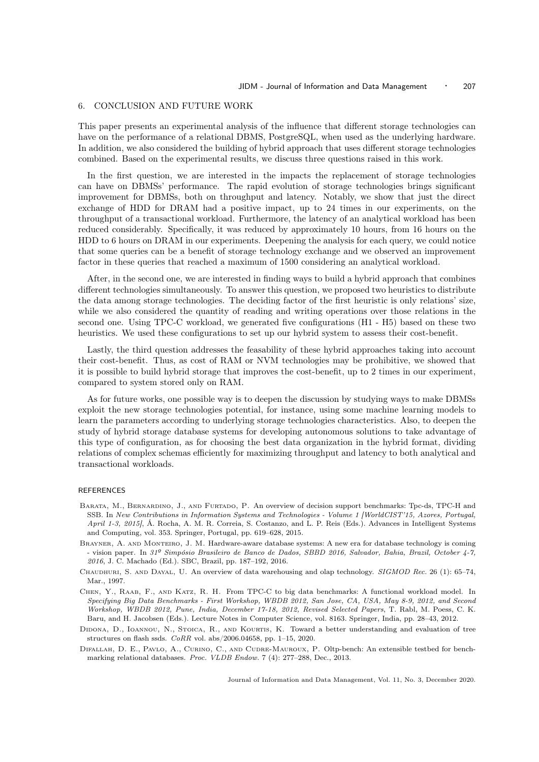## 6. CONCLUSION AND FUTURE WORK

This paper presents an experimental analysis of the influence that different storage technologies can have on the performance of a relational DBMS, PostgreSQL, when used as the underlying hardware. In addition, we also considered the building of hybrid approach that uses different storage technologies combined. Based on the experimental results, we discuss three questions raised in this work.

In the first question, we are interested in the impacts the replacement of storage technologies can have on DBMSs' performance. The rapid evolution of storage technologies brings significant improvement for DBMSs, both on throughput and latency. Notably, we show that just the direct exchange of HDD for DRAM had a positive impact, up to 24 times in our experiments, on the throughput of a transactional workload. Furthermore, the latency of an analytical workload has been reduced considerably. Specifically, it was reduced by approximately 10 hours, from 16 hours on the HDD to 6 hours on DRAM in our experiments. Deepening the analysis for each query, we could notice that some queries can be a benefit of storage technology exchange and we observed an improvement factor in these queries that reached a maximum of 1500 considering an analytical workload.

After, in the second one, we are interested in finding ways to build a hybrid approach that combines different technologies simultaneously. To answer this question, we proposed two heuristics to distribute the data among storage technologies. The deciding factor of the first heuristic is only relations' size, while we also considered the quantity of reading and writing operations over those relations in the second one. Using TPC-C workload, we generated five configurations (H1 - H5) based on these two heuristics. We used these configurations to set up our hybrid system to assess their cost-benefit.

Lastly, the third question addresses the feasability of these hybrid approaches taking into account their cost-benefit. Thus, as cost of RAM or NVM technologies may be prohibitive, we showed that it is possible to build hybrid storage that improves the cost-benefit, up to 2 times in our experiment, compared to system stored only on RAM.

As for future works, one possible way is to deepen the discussion by studying ways to make DBMSs exploit the new storage technologies potential, for instance, using some machine learning models to learn the parameters according to underlying storage technologies characteristics. Also, to deepen the study of hybrid storage database systems for developing autonomous solutions to take advantage of this type of configuration, as for choosing the best data organization in the hybrid format, dividing relations of complex schemas efficiently for maximizing throughput and latency to both analytical and transactional workloads.

## REFERENCES

Barata, M., Bernardino, J., and Furtado, P. An overview of decision support benchmarks: Tpc-ds, TPC-H and SSB. In *New Contributions in Information Systems and Technologies - Volume 1 [WorldCIST'15, Azores, Portugal, April 1-3, 2015]*, Á. Rocha, A. M. R. Correia, S. Costanzo, and L. P. Reis (Eds.). Advances in Intelligent Systems and Computing, vol. 353. Springer, Portugal, pp. 619–628, 2015.

Brayner, A. and Monteiro, J. M. Hardware-aware database systems: A new era for database technology is coming - vision paper. In *31º Simpósio Brasileiro de Banco de Dados, SBBD 2016, Salvador, Bahia, Brazil, October 4-7, 2016*, J. C. Machado (Ed.). SBC, Brazil, pp. 187–192, 2016.

Chaudhuri, S. and Dayal, U. An overview of data warehousing and olap technology. *SIGMOD Rec.* 26 (1): 65–74, Mar., 1997.

Chen, Y., Raab, F., and Katz, R. H. From TPC-C to big data benchmarks: A functional workload model. In *Specifying Big Data Benchmarks - First Workshop, WBDB 2012, San Jose, CA, USA, May 8-9, 2012, and Second Workshop, WBDB 2012, Pune, India, December 17-18, 2012, Revised Selected Papers*, T. Rabl, M. Poess, C. K. Baru, and H. Jacobsen (Eds.). Lecture Notes in Computer Science, vol. 8163. Springer, India, pp. 28–43, 2012.

Didona, D., Ioannou, N., Stoica, R., and Kourtis, K. Toward a better understanding and evaluation of tree structures on flash ssds. *CoRR* vol. abs/2006.04658, pp. 1–15, 2020.

Difallah, D. E., Pavlo, A., Curino, C., and Cudre-Mauroux, P. Oltp-bench: An extensible testbed for benchmarking relational databases. *Proc. VLDB Endow.* 7 (4): 277–288, Dec., 2013.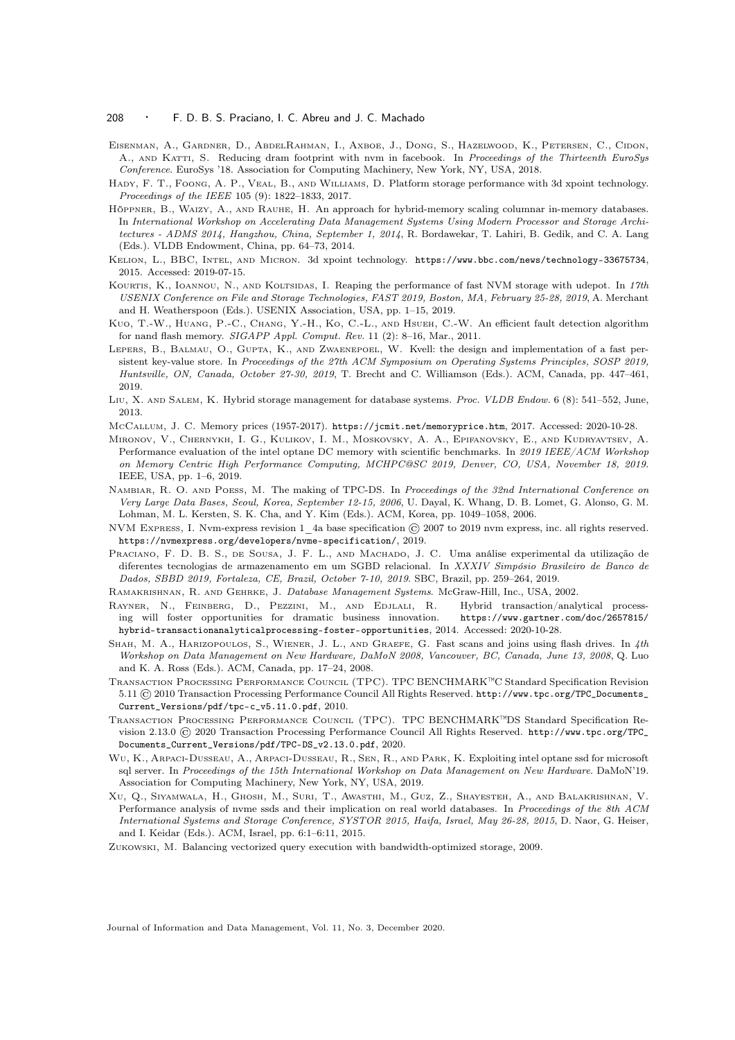Eisenman, A., Gardner, D., AbdelRahman, I., Axboe, J., Dong, S., Hazelwood, K., Petersen, C., Cidon, A., and Katti, S. Reducing dram footprint with nvm in facebook. In *Proceedings of the Thirteenth EuroSys Conference*. EuroSys '18. Association for Computing Machinery, New York, NY, USA, 2018.

Hady, F. T., Foong, A. P., Veal, B., and Williams, D. Platform storage performance with 3d xpoint technology. *Proceedings of the IEEE* 105 (9): 1822–1833, 2017.

Höppner, B., Waizy, A., and Rauhe, H. An approach for hybrid-memory scaling columnar in-memory databases. In *International Workshop on Accelerating Data Management Systems Using Modern Processor and Storage Architectures - ADMS 2014, Hangzhou, China, September 1, 2014*, R. Bordawekar, T. Lahiri, B. Gedik, and C. A. Lang (Eds.). VLDB Endowment, China, pp. 64–73, 2014.

Kelion, L., BBC, Intel, and Micron. 3d xpoint technology. https://www.bbc.com/news/technology-33675734, 2015. Accessed: 2019-07-15.

Kourtis, K., Ioannou, N., and Koltsidas, I. Reaping the performance of fast NVM storage with udepot. In *17th USENIX Conference on File and Storage Technologies, FAST 2019, Boston, MA, February 25-28, 2019*, A. Merchant and H. Weatherspoon (Eds.). USENIX Association, USA, pp. 1–15, 2019.

Kuo, T.-W., Huang, P.-C., Chang, Y.-H., Ko, C.-L., and Hsueh, C.-W. An efficient fault detection algorithm for nand flash memory. *SIGAPP Appl. Comput. Rev.* 11 (2): 8–16, Mar., 2011.

Lepers, B., Balmau, O., Gupta, K., and Zwaenepoel, W. Kvell: the design and implementation of a fast persistent key-value store. In *Proceedings of the 27th ACM Symposium on Operating Systems Principles, SOSP 2019, Huntsville, ON, Canada, October 27-30, 2019*, T. Brecht and C. Williamson (Eds.). ACM, Canada, pp. 447–461, 2019.

Liu, X. and Salem, K. Hybrid storage management for database systems. *Proc. VLDB Endow.* 6 (8): 541–552, June, 2013.

McCallum, J. C. Memory prices (1957-2017). https://jcmit.net/memoryprice.htm, 2017. Accessed: 2020-10-28.

Mironov, V., Chernykh, I. G., Kulikov, I. M., Moskovsky, A. A., Epifanovsky, E., and Kudryavtsev, A. Performance evaluation of the intel optane DC memory with scientific benchmarks. In *2019 IEEE/ACM Workshop on Memory Centric High Performance Computing, MCHPC@SC 2019, Denver, CO, USA, November 18, 2019*. IEEE, USA, pp. 1–6, 2019.

Nambiar, R. O. and Poess, M. The making of TPC-DS. In *Proceedings of the 32nd International Conference on Very Large Data Bases, Seoul, Korea, September 12-15, 2006*, U. Dayal, K. Whang, D. B. Lomet, G. Alonso, G. M. Lohman, M. L. Kersten, S. K. Cha, and Y. Kim (Eds.). ACM, Korea, pp. 1049–1058, 2006.

NVM Express, I. Nvm-express revision 1_4a base specification © 2007 to 2019 nvm express, inc. all rights reserved. https://nvmexpress.org/developers/nvme-specification/, 2019.

Praciano, F. D. B. S., de Sousa, J. F. L., and Machado, J. C. Uma análise experimental da utilização de diferentes tecnologias de armazenamento em um SGBD relacional. In *XXXIV Simpósio Brasileiro de Banco de Dados, SBBD 2019, Fortaleza, CE, Brazil, October 7-10, 2019*. SBC, Brazil, pp. 259–264, 2019.

Ramakrishnan, R. and Gehrke, J. *Database Management Systems*. McGraw-Hill, Inc., USA, 2002.

Rayner, N., Feinberg, D., Pezzini, M., and Edjlali, R. Hybrid transaction/analytical processing will foster opportunities for dramatic business innovation. https://www.gartner.com/doc/2657815/hybrid-transactionanalyticalprocessing-foster-opportunities, 2014. Accessed: 2020-10-28.

Shah, M. A., Harizopoulos, S., Wiener, J. L., and Graefe, G. Fast scans and joins using flash drives. In *4th Workshop on Data Management on New Hardware, DaMoN 2008, Vancouver, BC, Canada, June 13, 2008*, Q. Luo and K. A. Ross (Eds.). ACM, Canada, pp. 17–24, 2008.

Transaction Processing Performance Council (TPC). TPC BENCHMARK™C Standard Specification Revision 5.11 © 2010 Transaction Processing Performance Council All Rights Reserved. http://www.tpc.org/TPC_Documents_Current_Versions/pdf/tpc-c_v5.11.0.pdf, 2010.

Transaction Processing Performance Council (TPC). TPC BENCHMARK™DS Standard Specification Revision 2.13.0 © 2020 Transaction Processing Performance Council All Rights Reserved. http://www.tpc.org/TPC_Documents_Current_Versions/pdf/TPC-DS_v2.13.0.pdf, 2020.

Wu, K., Arpaci-Dusseau, A., Arpaci-Dusseau, R., Sen, R., and Park, K. Exploiting intel optane ssd for microsoft sql server. In *Proceedings of the 15th International Workshop on Data Management on New Hardware*. DaMoN'19. Association for Computing Machinery, New York, NY, USA, 2019.

Xu, Q., Siyamwala, H., Ghosh, M., Suri, T., Awasthi, M., Guz, Z., Shayesteh, A., and Balakrishnan, V. Performance analysis of nvme ssds and their implication on real world databases. In *Proceedings of the 8th ACM International Systems and Storage Conference, SYSTOR 2015, Haifa, Israel, May 26-28, 2015*, D. Naor, G. Heiser, and I. Keidar (Eds.). ACM, Israel, pp. 6:1–6:11, 2015.

Zukowski, M. Balancing vectorized query execution with bandwidth-optimized storage, 2009.